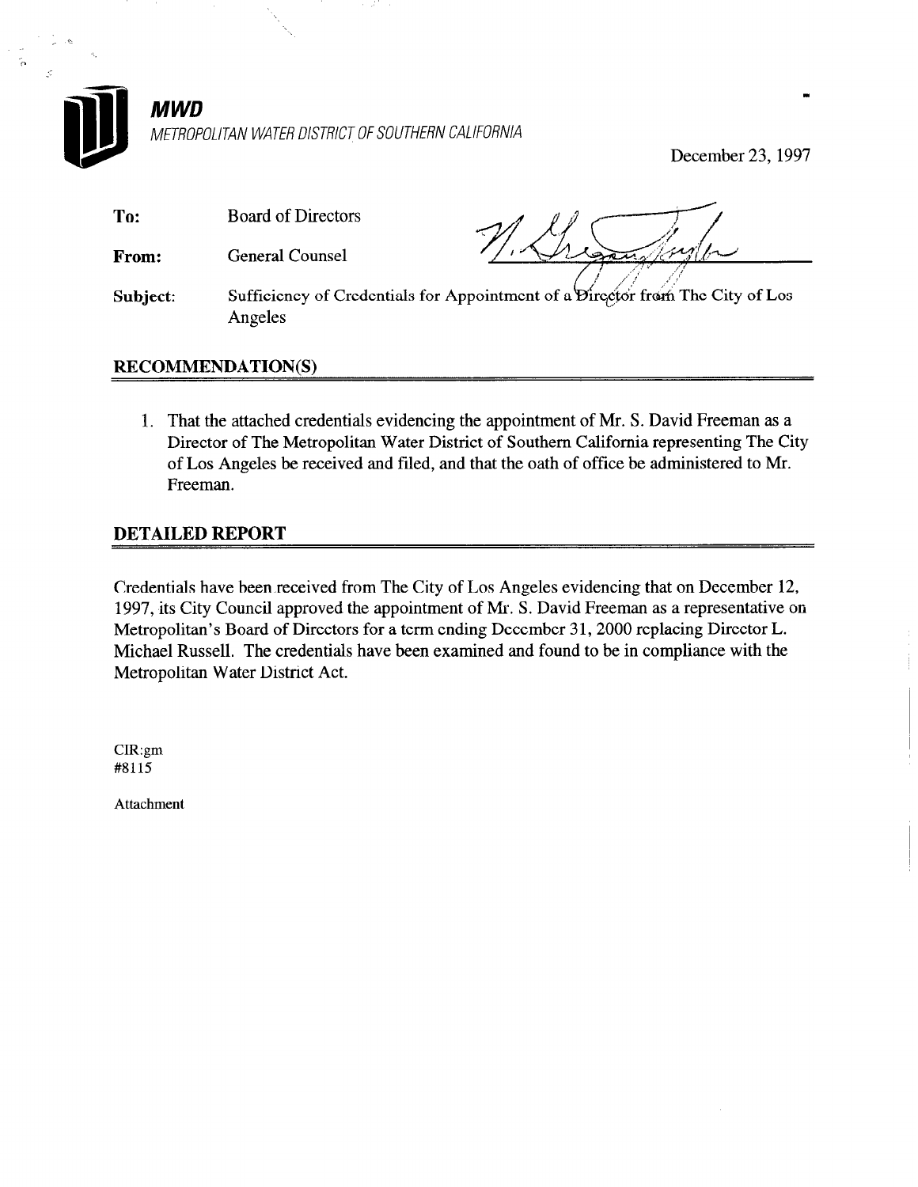**MWD**

METROPOLITAN WATER DISTRICT OF SOUTHERN CALIFORNIA

December 23, 1997

**To:** Board of Directors

**From:** General Counsel

**Subject:** Sufficiency of Credentials for Appointment of a Director from The City of Los Angeles

## RECOMMENDATION(S)

1. That the attached credentials evidencing the appointment of Mr. S. David Freeman as a Director of The Metropolitan Water District of Southern California representing The City of Los Angeles be received and filed, and that the oath of office be administered to Mr. Freeman.

## DETAILED REPORT

Credentials have been received from The City of Los Angeles evidencing that on December 12, 1997, its City Council approved the appointment of Mr. S. David Freeman as a representative on Metropolitan's Board of Directors for a term ending December 31, 2000 replacing Director L. Michael Russell. The credentials have been examined and found to be in compliance with the Metropolitan Water District Act.

CIR:gm
#8115

Attachment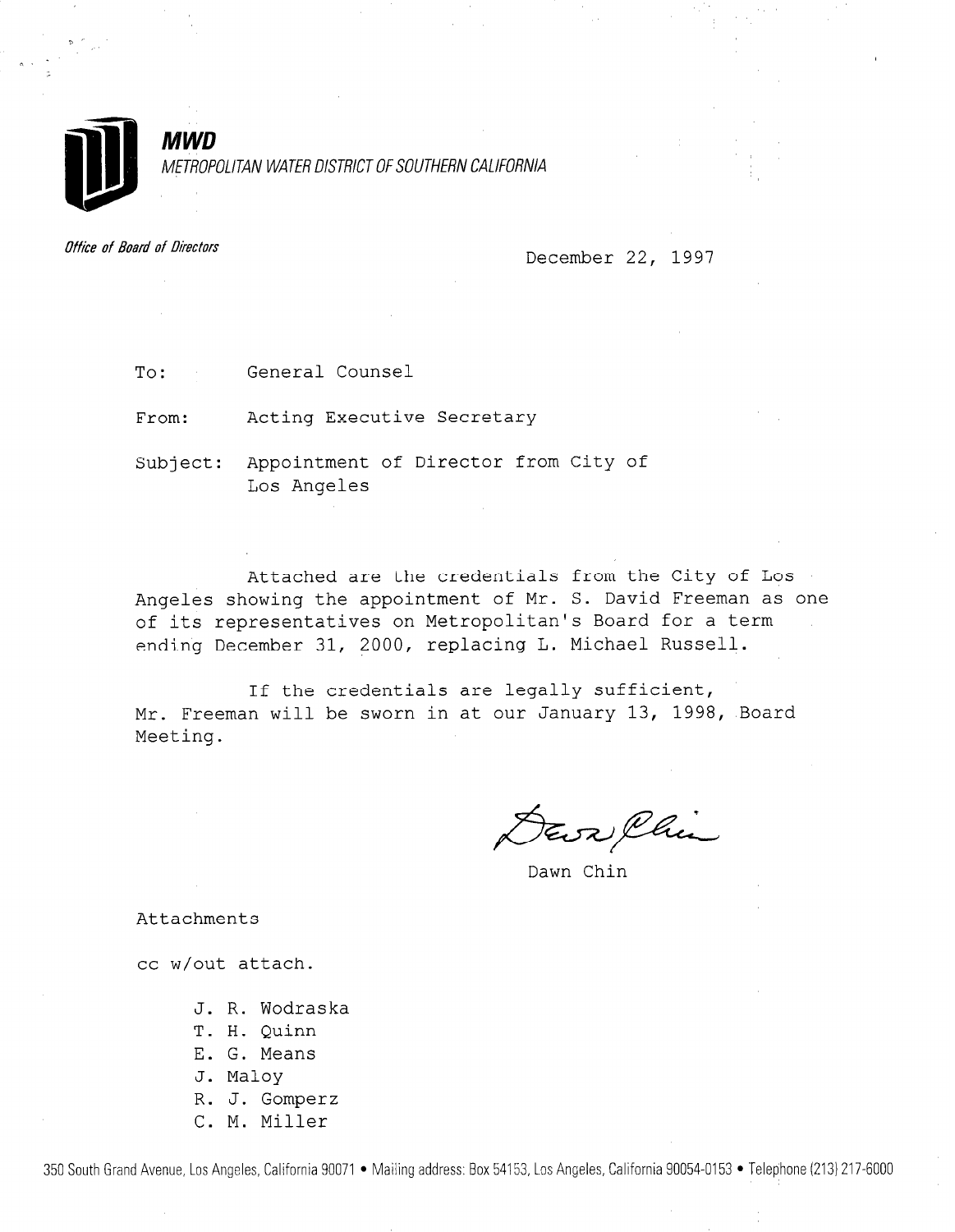**MWD**

*METROPOLITAN WATER DISTRICT OF SOUTHERN CALIFORNIA*

*Office of Board of Directors*

December 22, 1997

To: General Counsel

From: Acting Executive Secretary

Subject: Appointment of Director from City of Los Angeles

Attached are the credentials from the City of Los Angeles showing the appointment of Mr. S. David Freeman as one of its representatives on Metropolitan's Board for a term ending December 31, 2000, replacing L. Michael Russell.

If the credentials are legally sufficient, Mr. Freeman will be sworn in at our January 13, 1998, Board Meeting.

Dawn Chin

Attachments

cc w/out attach.

- J. R. Wodraska
- T. H. Quinn
- E. G. Means
- J. Maloy
- R. J. Gomperz
- C. M. Miller

350 South Grand Avenue, Los Angeles, California 90071 • Mailing address: Box 54153, Los Angeles, California 90054-0153 • Telephone (213) 217-6000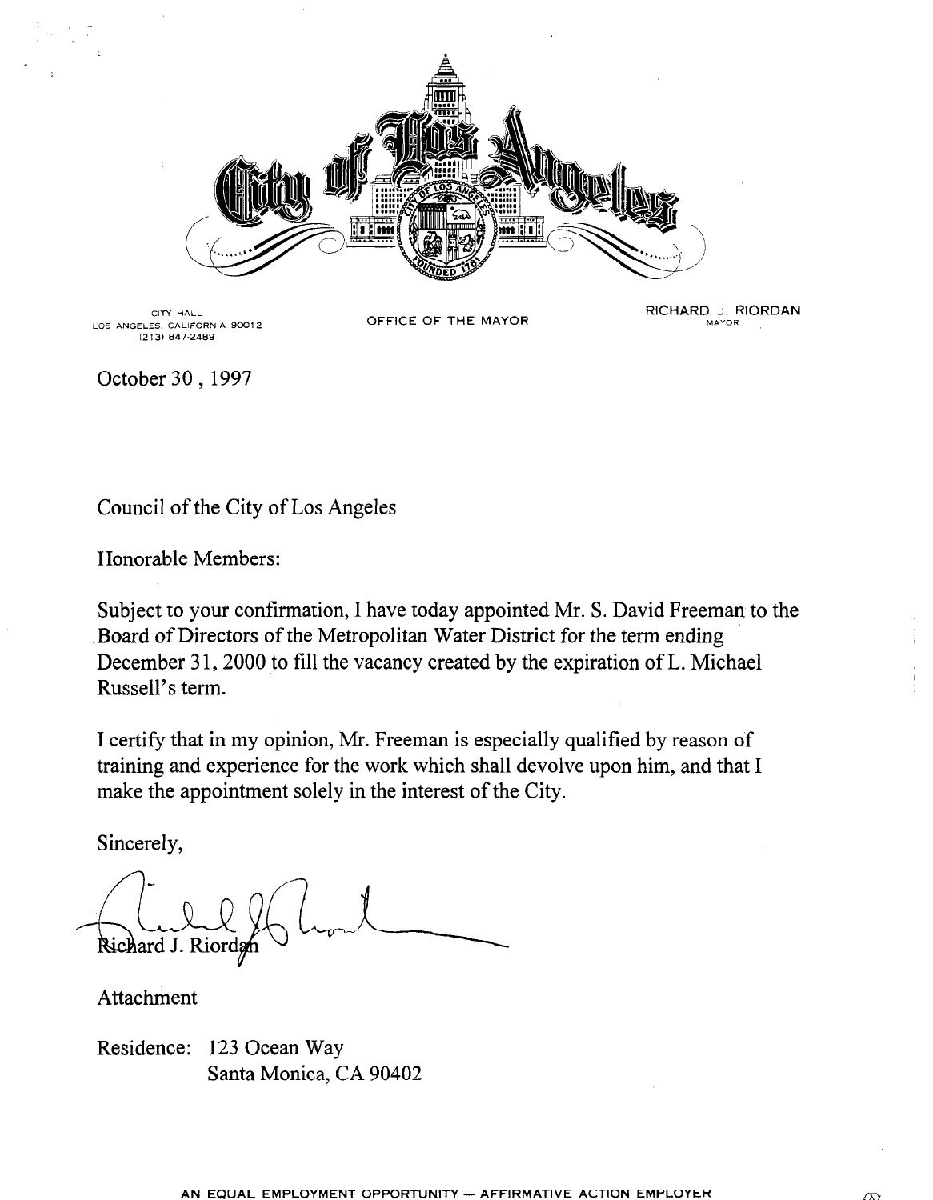CITY HALL
LOS ANGELES, CALIFORNIA 90012
(213) 847-2489

OFFICE OF THE MAYOR

RICHARD J. RIORDAN
MAYOR

October 30 , 1997

Council of the City of Los Angeles

Honorable Members:

Subject to your confirmation, I have today appointed Mr. S. David Freeman to the Board of Directors of the Metropolitan Water District for the term ending December 31, 2000 to fill the vacancy created by the expiration of L. Michael Russell's term.

I certify that in my opinion, Mr. Freeman is especially qualified by reason of training and experience for the work which shall devolve upon him, and that I make the appointment solely in the interest of the City.

Sincerely,

Richard J. Riordan

Attachment

Residence: 123 Ocean Way
Santa Monica, CA 90402

AN EQUAL EMPLOYMENT OPPORTUNITY — AFFIRMATIVE ACTION EMPLOYER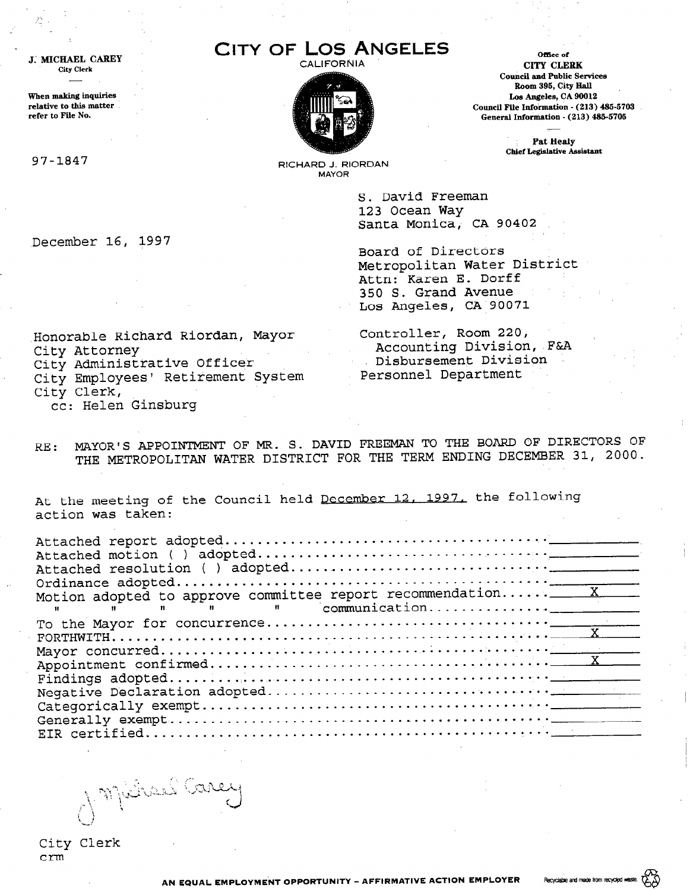J. MICHAEL CAREY
City Clerk

When making inquiries relative to this matter refer to File No.

97-1847

# CITY OF LOS ANGELES

CALIFORNIA

RICHARD J. RIORDAN
MAYOR

Office of
CITY CLERK
Council and Public Services
Room 395, City Hall
Los Angeles, CA 90012
Council File Information - (213) 485-5703
General Information - (213) 485-5705

Pat Healy
Chief Legislative Assistant

December 16, 1997

S. David Freeman
123 Ocean Way
Santa Monica, CA 90402

Board of Directors
Metropolitan Water District
Attn: Karen E. Dorff
350 S. Grand Avenue
Los Angeles, CA 90071

Honorable Richard Riordan, Mayor
City Attorney
City Administrative Officer
City Employees' Retirement System
City Clerk,
cc: Helen Ginsburg

Controller, Room 220,
Accounting Division, F&A
Disbursement Division
Personnel Department

RE: MAYOR'S APPOINTMENT OF MR. S. DAVID FREEMAN TO THE BOARD OF DIRECTORS OF THE METROPOLITAN WATER DISTRICT FOR THE TERM ENDING DECEMBER 31, 2000.

At the meeting of the Council held December 12, 1997, the following action was taken:

| | |
|---|---|
| Attached report adopted | |
| Attached motion ( ) adopted | |
| Attached resolution ( ) adopted | |
| Ordinance adopted | |
| Motion adopted to approve committee report recommendation | X |
| " " " " " communication | |
| To the Mayor for concurrence | |
| FORTHWITH | X |
| Mayor concurred | |
| Appointment confirmed | X |
| Findings adopted | |
| Negative Declaration adopted | |
| Categorically exempt | |
| Generally exempt | |
| EIR certified | |

J. Michael Carey

City Clerk
crm

AN EQUAL EMPLOYMENT OPPORTUNITY – AFFIRMATIVE ACTION EMPLOYER

Recyclable and made from recycled waste.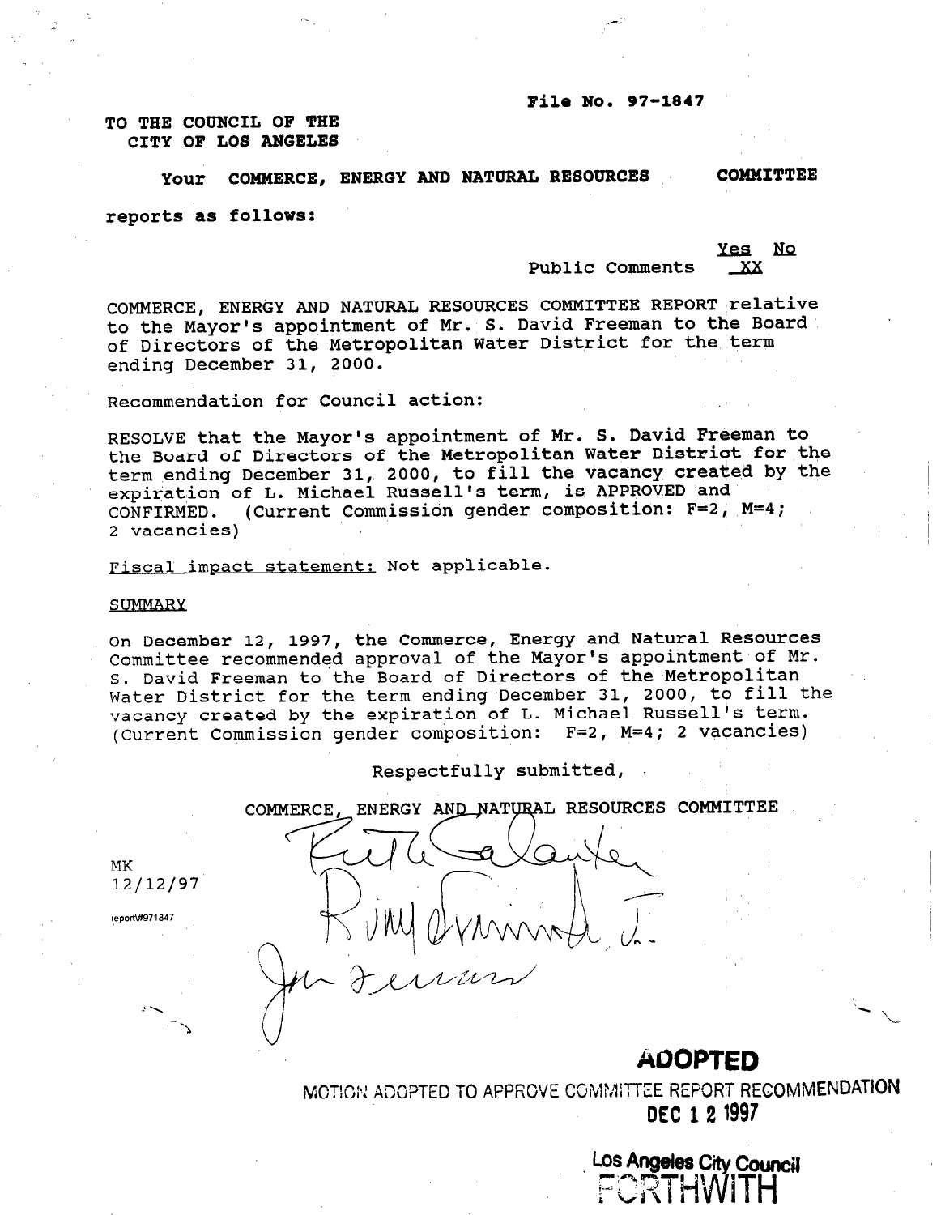**File No. 97-1847**

**TO THE COUNCIL OF THE**
**CITY OF LOS ANGELES**

**Your COMMERCE, ENERGY AND NATURAL RESOURCES COMMITTEE**

**reports as follows:**

| | Yes | No |
|---|---|---|
| Public Comments | XX | |

COMMERCE, ENERGY AND NATURAL RESOURCES COMMITTEE REPORT relative to the Mayor's appointment of Mr. S. David Freeman to the Board of Directors of the Metropolitan Water District for the term ending December 31, 2000.

Recommendation for Council action:

RESOLVE that the Mayor's appointment of Mr. S. David Freeman to the Board of Directors of the Metropolitan Water District for the term ending December 31, 2000, to fill the vacancy created by the expiration of L. Michael Russell's term, is APPROVED and CONFIRMED. (Current Commission gender composition: F=2, M=4; 2 vacancies)

Fiscal impact statement: Not applicable.

SUMMARY

On December 12, 1997, the Commerce, Energy and Natural Resources Committee recommended approval of the Mayor's appointment of Mr. S. David Freeman to the Board of Directors of the Metropolitan Water District for the term ending December 31, 2000, to fill the vacancy created by the expiration of L. Michael Russell's term. (Current Commission gender composition: F=2, M=4; 2 vacancies)

Respectfully submitted,

COMMERCE, ENERGY AND NATURAL RESOURCES COMMITTEE

MK
12/12/97

report\#971847

**ADOPTED**

MOTION ADOPTED TO APPROVE COMMITTEE REPORT RECOMMENDATION
**DEC 12 1997**

**Los Angeles City Council**
**FORTHWITH**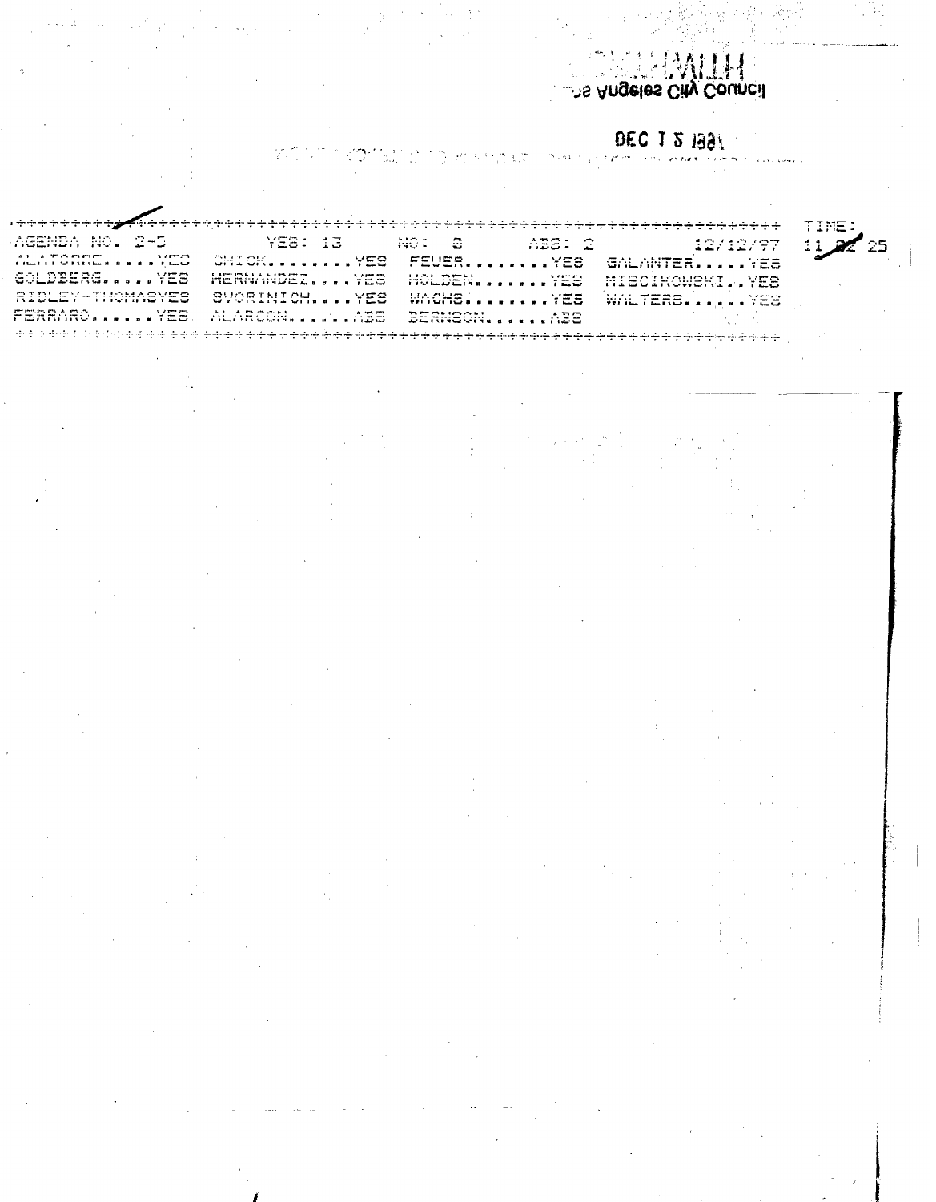Los Angeles City Council

DEC 12 1997

```
++++++++++++++++++++++++++++++++++++++++++++++++++++++++++++++++++++++++++++++++
AGENDA NO. 2-5          YES: 13     NO: 0      ABS: 2          12/12/97
ALATORRE.....YES   CHICK........YES   FEUER........YES   GALANTER.....YES
GOLDBERG.....YES   HERNANDEZ....YES   HOLDEN.......YES   MISCIKOWSKI..YES
RIDLEY-THOMASYES   SVORINICH....YES   WACHS........YES   WALTERS......YES
FERRARO......YES   ALARCON......ABS   BERNSON......ABS
++++++++++++++++++++++++++++++++++++++++++++++++++++++++++++++++++++++++++++++++
```

TIME: 11 02 25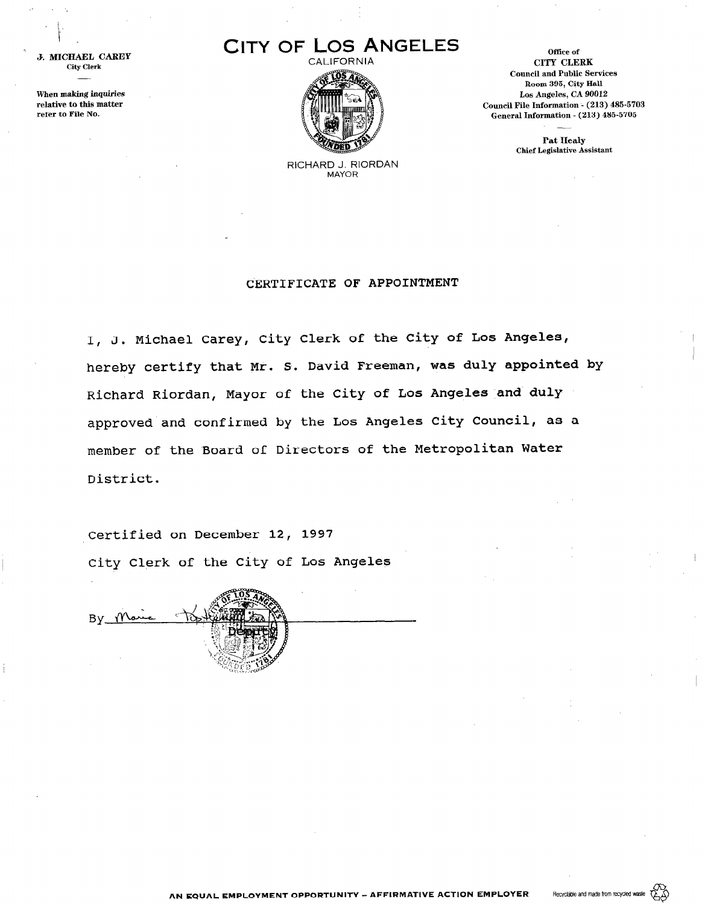J. MICHAEL CAREY
City Clerk

When making inquiries relative to this matter refer to File No.

# CITY OF LOS ANGELES

CALIFORNIA

RICHARD J. RIORDAN
MAYOR

Office of
CITY CLERK
Council and Public Services
Room 395, City Hall
Los Angeles, CA 90012
Council File Information - (213) 485-5703
General Information - (213) 485-5705

Pat Healy
Chief Legislative Assistant

## CERTIFICATE OF APPOINTMENT

I, J. Michael Carey, City Clerk of the City of Los Angeles, hereby certify that Mr. S. David Freeman, was duly appointed by Richard Riordan, Mayor of the City of Los Angeles and duly approved and confirmed by the Los Angeles City Council, as a member of the Board of Directors of the Metropolitan Water District.

Certified on December 12, 1997
City Clerk of the City of Los Angeles

By ______________________
Deputy

AN EQUAL EMPLOYMENT OPPORTUNITY – AFFIRMATIVE ACTION EMPLOYER

Recyclable and made from recycled waste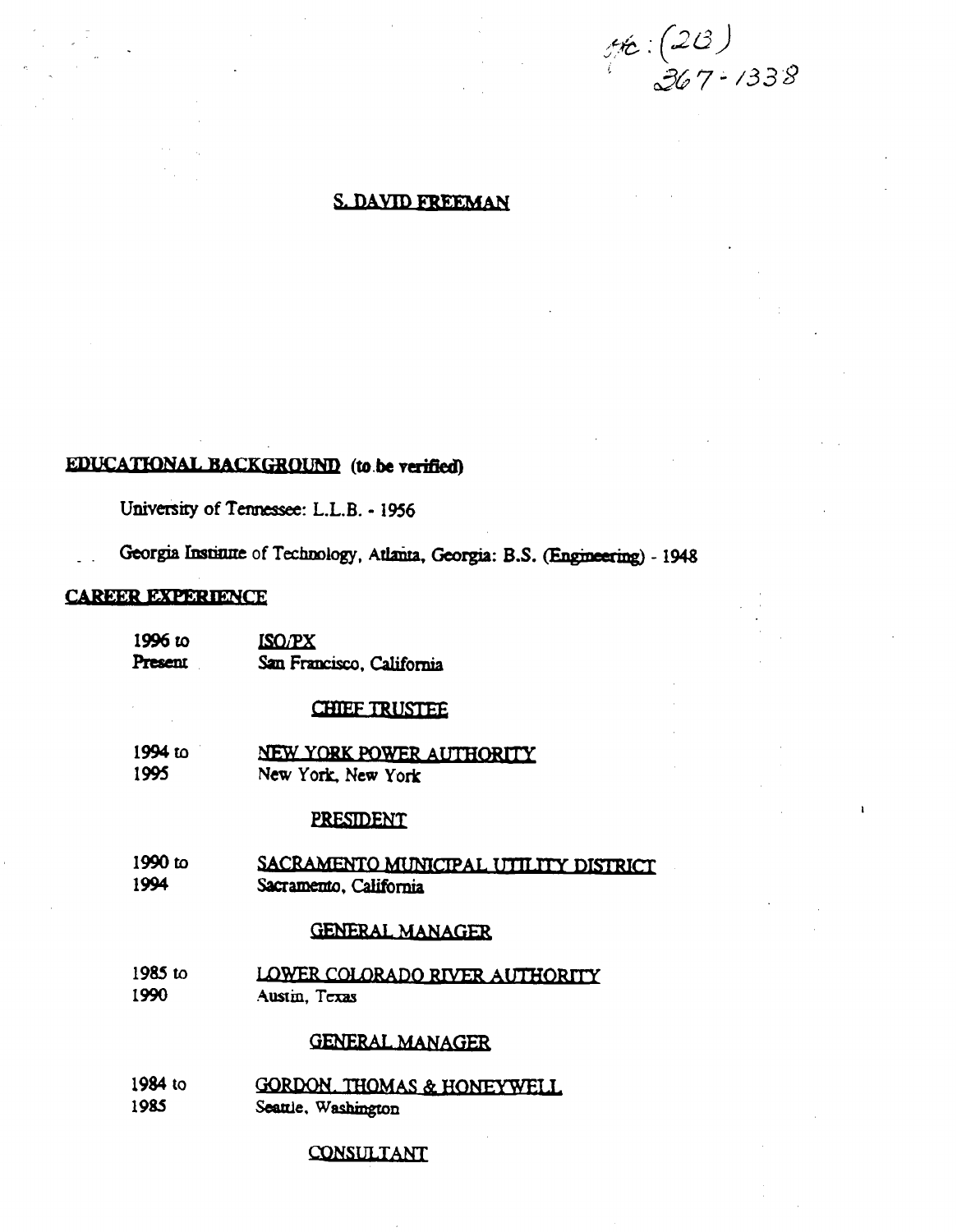ofc: (213)
367-1338

# S. DAVID FREEMAN

## EDUCATIONAL BACKGROUND (to be verified)

University of Tennessee: L.L.B. - 1956

Georgia Institute of Technology, Atlanta, Georgia: B.S. (Engineering) - 1948

## CAREER EXPERIENCE

1996 to Present — ISO/PX
San Francisco, California

CHIEF TRUSTEE

1994 to 1995 — NEW YORK POWER AUTHORITY
New York, New York

PRESIDENT

1990 to 1994 — SACRAMENTO MUNICIPAL UTILITY DISTRICT
Sacramento, California

GENERAL MANAGER

1985 to 1990 — LOWER COLORADO RIVER AUTHORITY
Austin, Texas

GENERAL MANAGER

1984 to 1985 — GORDON, THOMAS & HONEYWELL
Seattle, Washington

CONSULTANT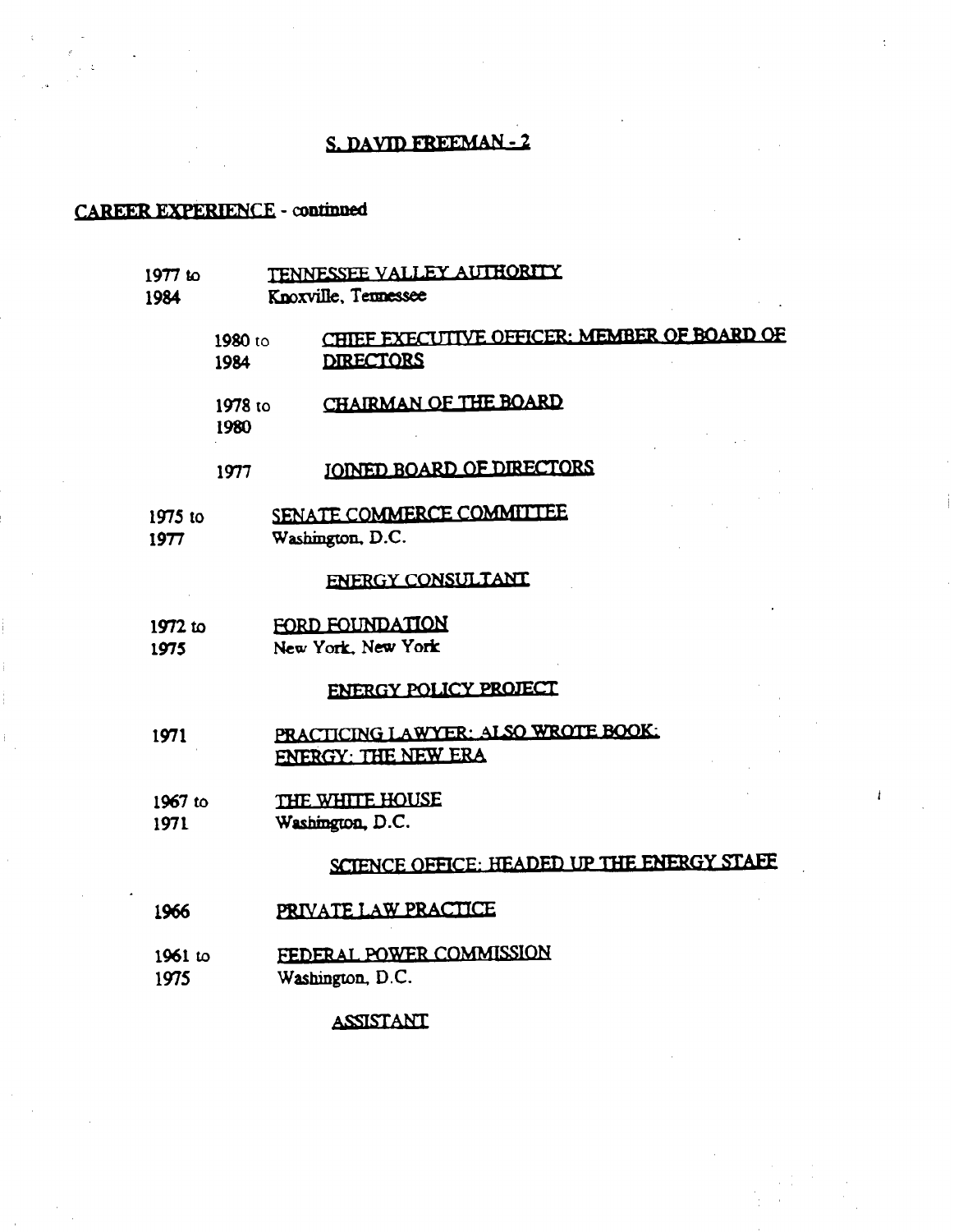## CAREER EXPERIENCE - continued

**1977 to 1984** — TENNESSEE VALLEY AUTHORITY
Knoxville, Tennessee

- **1980 to 1984** — CHIEF EXECUTIVE OFFICER; MEMBER OF BOARD OF DIRECTORS
- **1978 to 1980** — CHAIRMAN OF THE BOARD
- **1977** — JOINED BOARD OF DIRECTORS

**1975 to 1977** — SENATE COMMERCE COMMITTEE
Washington, D.C.

ENERGY CONSULTANT

**1972 to 1975** — FORD FOUNDATION
New York, New York

ENERGY POLICY PROJECT

**1971** — PRACTICING LAWYER; ALSO WROTE BOOK: ENERGY: THE NEW ERA

**1967 to 1971** — THE WHITE HOUSE
Washington, D.C.

SCIENCE OFFICE: HEADED UP THE ENERGY STAFF

**1966** — PRIVATE LAW PRACTICE

**1961 to 1975** — FEDERAL POWER COMMISSION
Washington, D.C.

ASSISTANT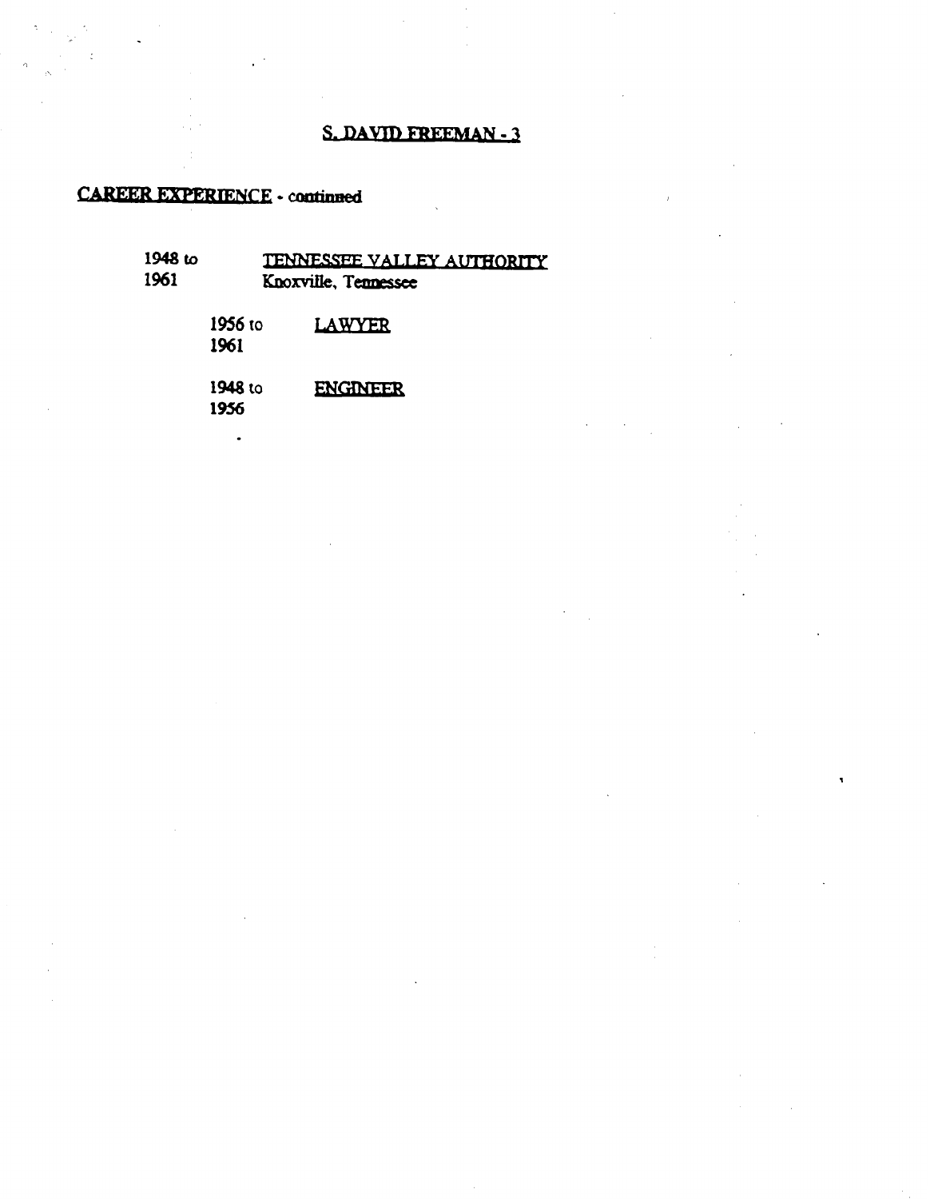**CAREER EXPERIENCE - continued**

1948 to 1961 — **TENNESSEE VALLEY AUTHORITY**
Knoxville, Tennessee

- 1956 to 1961 — **LAWYER**
- 1948 to 1956 — **ENGINEER**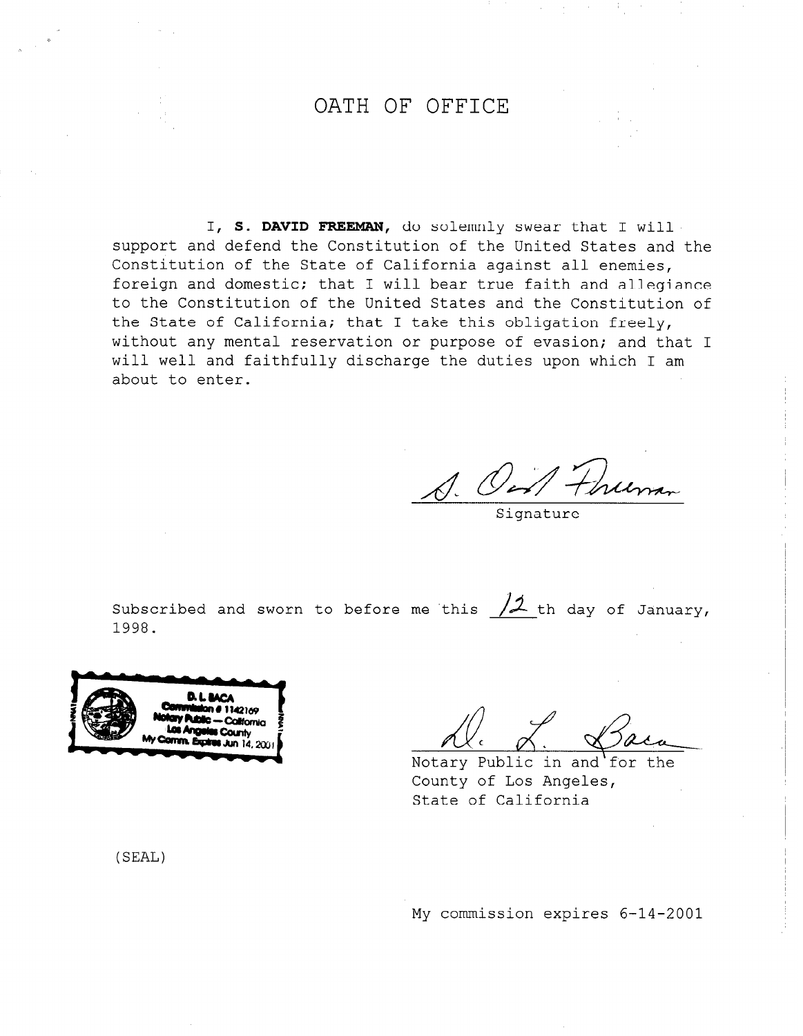# OATH OF OFFICE

I, **S. DAVID FREEMAN**, do solemnly swear that I will support and defend the Constitution of the United States and the Constitution of the State of California against all enemies, foreign and domestic; that I will bear true faith and allegiance to the Constitution of the United States and the Constitution of the State of California; that I take this obligation freely, without any mental reservation or purpose of evasion; and that I will well and faithfully discharge the duties upon which I am about to enter.

S. David Freeman
Signature

Subscribed and sworn to before me this 12th day of January, 1998.

D. L. BACA
Commission # 1142169
Notary Public — California
Los Angeles County
My Comm. Expires Jun 14, 2001

D. L. Baca
Notary Public in and for the County of Los Angeles, State of California

(SEAL)

My commission expires 6-14-2001